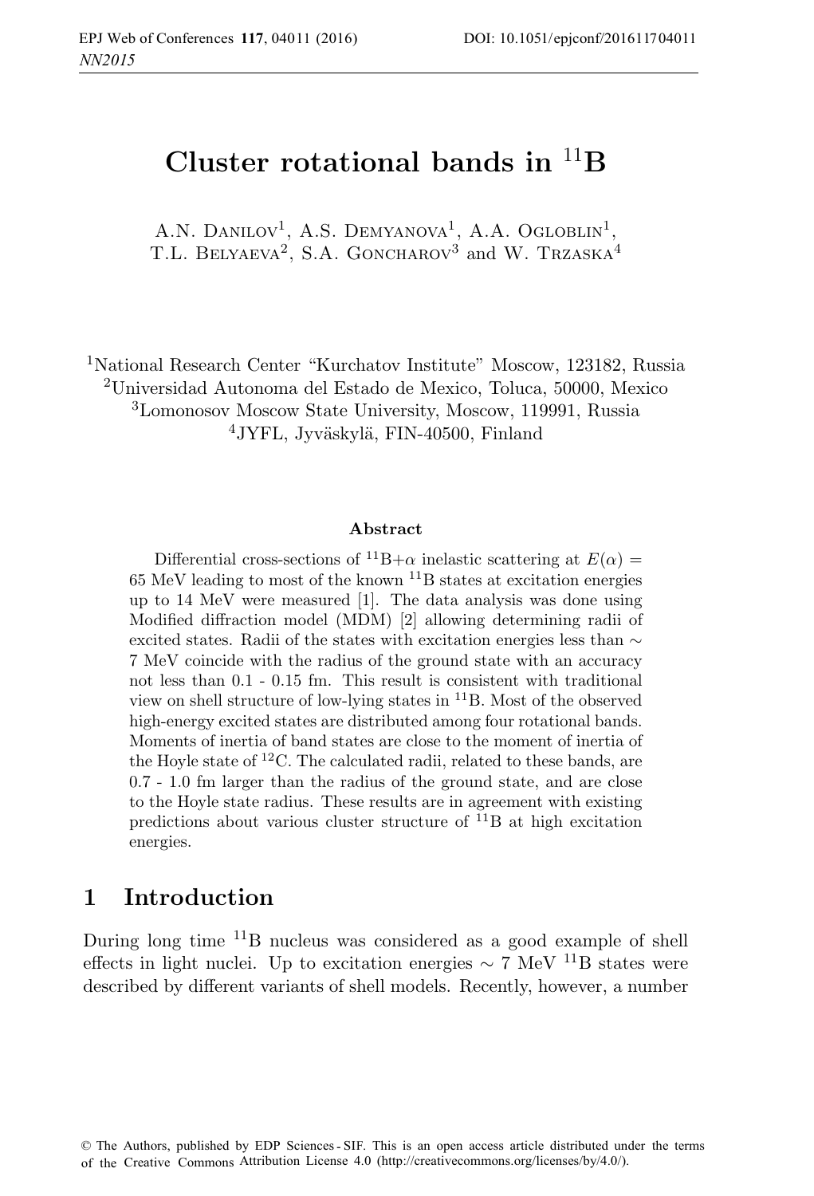# Cluster rotational bands in $^{11}$B

A.N. Danilov[1], A.S. Demyanova[1], A.A. Ogloblin[1], T.L. Belyaeva[2], S.A. Goncharov[3] and W. Trzaska[4]

[1]National Research Center "Kurchatov Institute" Moscow, 123182, Russia
[2]Universidad Autonoma del Estado de Mexico, Toluca, 50000, Mexico
[3]Lomonosov Moscow State University, Moscow, 119991, Russia
[4]JYFL, Jyväskylä, FIN-40500, Finland

#### Abstract

Differential cross-sections of $^{11}$B+$\alpha$ inelastic scattering at $E(\alpha) =$ 65 MeV leading to most of the known $^{11}$B states at excitation energies up to 14 MeV were measured [1]. The data analysis was done using Modified diffraction model (MDM) [2] allowing determining radii of excited states. Radii of the states with excitation energies less than $\sim$ 7 MeV coincide with the radius of the ground state with an accuracy not less than 0.1 - 0.15 fm. This result is consistent with traditional view on shell structure of low-lying states in $^{11}$B. Most of the observed high-energy excited states are distributed among four rotational bands. Moments of inertia of band states are close to the moment of inertia of the Hoyle state of $^{12}$C. The calculated radii, related to these bands, are 0.7 - 1.0 fm larger than the radius of the ground state, and are close to the Hoyle state radius. These results are in agreement with existing predictions about various cluster structure of $^{11}$B at high excitation energies.

## 1 Introduction

During long time $^{11}$B nucleus was considered as a good example of shell effects in light nuclei. Up to excitation energies $\sim$ 7 MeV $^{11}$B states were described by different variants of shell models. Recently, however, a number

© The Authors, published by EDP Sciences - SIF. This is an open access article distributed under the terms of the Creative Commons Attribution License 4.0 (http://creativecommons.org/licenses/by/4.0/).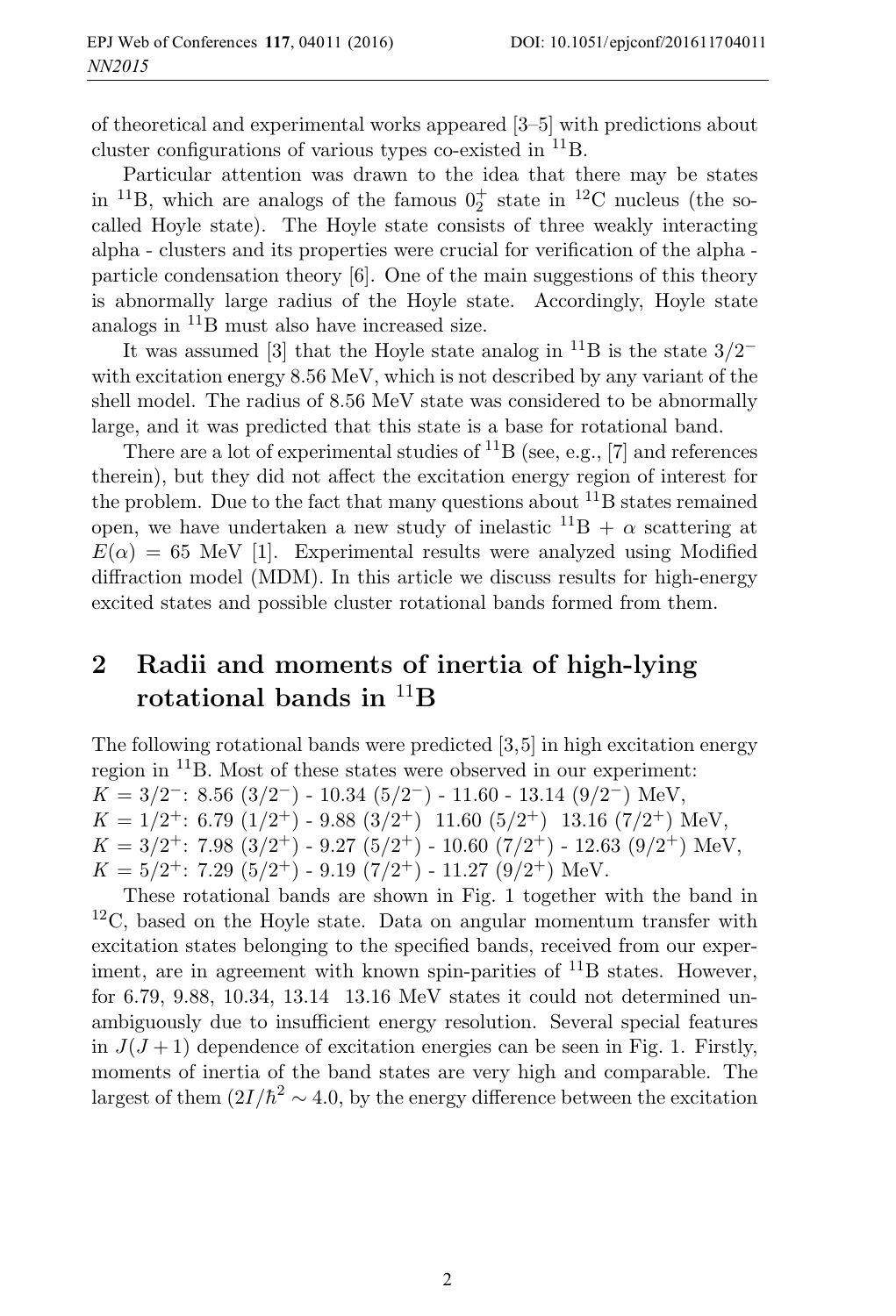of theoretical and experimental works appeared [3–5] with predictions about cluster configurations of various types co-existed in $^{11}$B.

Particular attention was drawn to the idea that there may be states in $^{11}$B, which are analogs of the famous $0_2^+$ state in $^{12}$C nucleus (the so-called Hoyle state). The Hoyle state consists of three weakly interacting alpha - clusters and its properties were crucial for verification of the alpha - particle condensation theory [6]. One of the main suggestions of this theory is abnormally large radius of the Hoyle state. Accordingly, Hoyle state analogs in $^{11}$B must also have increased size.

It was assumed [3] that the Hoyle state analog in $^{11}$B is the state $3/2^-$ with excitation energy 8.56 MeV, which is not described by any variant of the shell model. The radius of 8.56 MeV state was considered to be abnormally large, and it was predicted that this state is a base for rotational band.

There are a lot of experimental studies of $^{11}$B (see, e.g., [7] and references therein), but they did not affect the excitation energy region of interest for the problem. Due to the fact that many questions about $^{11}$B states remained open, we have undertaken a new study of inelastic $^{11}$B + $\alpha$ scattering at $E(\alpha)$ = 65 MeV [1]. Experimental results were analyzed using Modified diffraction model (MDM). In this article we discuss results for high-energy excited states and possible cluster rotational bands formed from them.

## 2 Radii and moments of inertia of high-lying rotational bands in $^{11}$B

The following rotational bands were predicted [3,5] in high excitation energy region in $^{11}$B. Most of these states were observed in our experiment:
$K = 3/2^-$: 8.56 ($3/2^-$) - 10.34 ($5/2^-$) - 11.60 - 13.14 ($9/2^-$) MeV,
$K = 1/2^+$: 6.79 ($1/2^+$) - 9.88 ($3/2^+$) 11.60 ($5/2^+$) 13.16 ($7/2^+$) MeV,
$K = 3/2^+$: 7.98 ($3/2^+$) - 9.27 ($5/2^+$) - 10.60 ($7/2^+$) - 12.63 ($9/2^+$) MeV,
$K = 5/2^+$: 7.29 ($5/2^+$) - 9.19 ($7/2^+$) - 11.27 ($9/2^+$) MeV.

These rotational bands are shown in Fig. 1 together with the band in $^{12}$C, based on the Hoyle state. Data on angular momentum transfer with excitation states belonging to the specified bands, received from our experiment, are in agreement with known spin-parities of $^{11}$B states. However, for 6.79, 9.88, 10.34, 13.14 13.16 MeV states it could not determined unambiguously due to insufficient energy resolution. Several special features in $J(J+1)$ dependence of excitation energies can be seen in Fig. 1. Firstly, moments of inertia of the band states are very high and comparable. The largest of them ($2I/\hbar^2 \sim 4.0$, by the energy difference between the excitation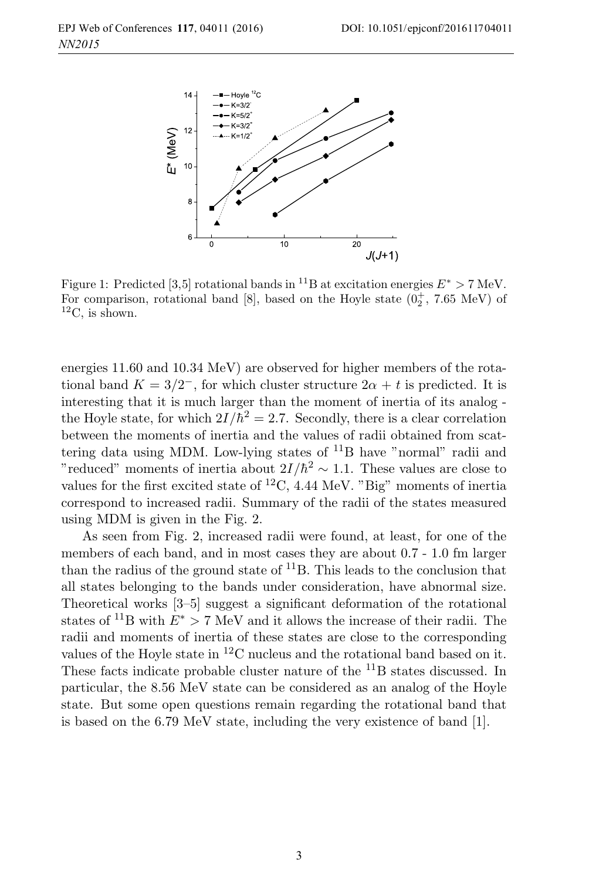Figure 1: Predicted [3,5] rotational bands in $^{11}$B at excitation energies $E^* > 7$ MeV. For comparison, rotational band [8], based on the Hoyle state ($0_2^+$, 7.65 MeV) of $^{12}$C, is shown.

energies 11.60 and 10.34 MeV) are observed for higher members of the rotational band $K = 3/2^-$, for which cluster structure $2\alpha + t$ is predicted. It is interesting that it is much larger than the moment of inertia of its analog - the Hoyle state, for which $2I/\hbar^2 = 2.7$. Secondly, there is a clear correlation between the moments of inertia and the values of radii obtained from scattering data using MDM. Low-lying states of $^{11}$B have "normal" radii and "reduced" moments of inertia about $2I/\hbar^2 \sim 1.1$. These values are close to values for the first excited state of $^{12}$C, 4.44 MeV. "Big" moments of inertia correspond to increased radii. Summary of the radii of the states measured using MDM is given in the Fig. 2.

As seen from Fig. 2, increased radii were found, at least, for one of the members of each band, and in most cases they are about 0.7 - 1.0 fm larger than the radius of the ground state of $^{11}$B. This leads to the conclusion that all states belonging to the bands under consideration, have abnormal size. Theoretical works [3–5] suggest a significant deformation of the rotational states of $^{11}$B with $E^* > 7$ MeV and it allows the increase of their radii. The radii and moments of inertia of these states are close to the corresponding values of the Hoyle state in $^{12}$C nucleus and the rotational band based on it. These facts indicate probable cluster nature of the $^{11}$B states discussed. In particular, the 8.56 MeV state can be considered as an analog of the Hoyle state. But some open questions remain regarding the rotational band that is based on the 6.79 MeV state, including the very existence of band [1].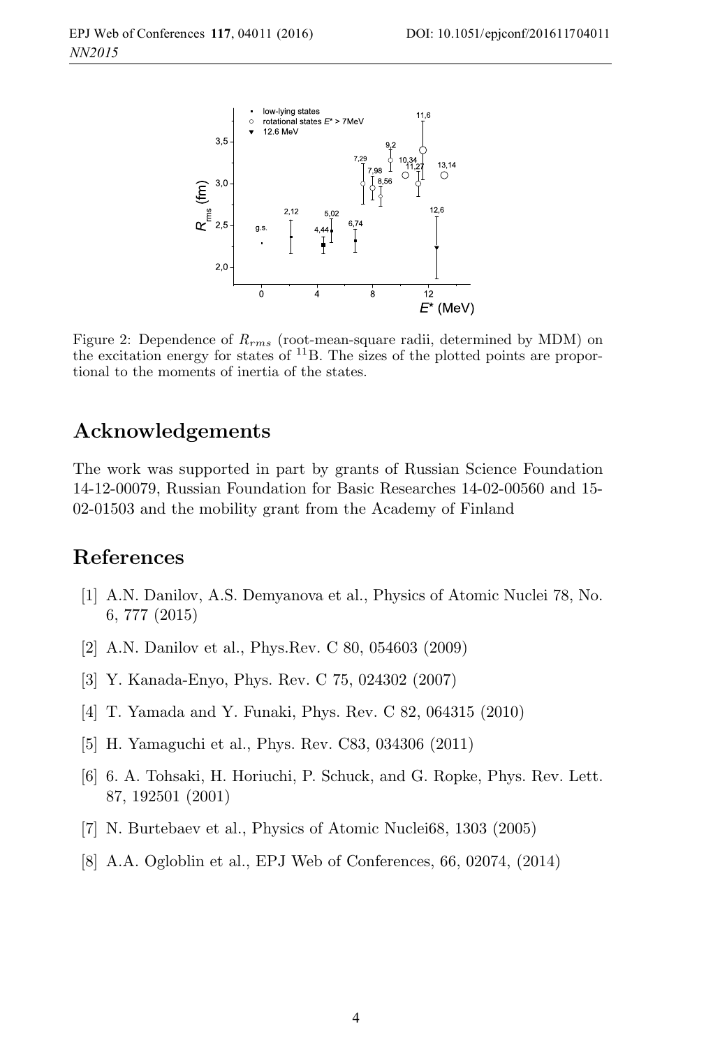low-lying states
rotational states $E^* > 7$MeV
12.6 MeV

$R_{rms}$ (fm)

3,5
3,0
2,5
2,0

g.s.
2,12
4,44
5,02
6,74
7,29
7,98
8,56
9,2
10,34
11,27
11,6
13,14
12,6

0
4
8
12
$E^*$ (MeV)

Figure 2: Dependence of $R_{rms}$ (root-mean-square radii, determined by MDM) on the excitation energy for states of $^{11}$B. The sizes of the plotted points are proportional to the moments of inertia of the states.

## Acknowledgements

The work was supported in part by grants of Russian Science Foundation 14-12-00079, Russian Foundation for Basic Researches 14-02-00560 and 15-02-01503 and the mobility grant from the Academy of Finland

## References

[1] A.N. Danilov, A.S. Demyanova et al., Physics of Atomic Nuclei 78, No. 6, 777 (2015)

[2] A.N. Danilov et al., Phys.Rev. C 80, 054603 (2009)

[3] Y. Kanada-Enyo, Phys. Rev. C 75, 024302 (2007)

[4] T. Yamada and Y. Funaki, Phys. Rev. C 82, 064315 (2010)

[5] H. Yamaguchi et al., Phys. Rev. C83, 034306 (2011)

[6] 6. A. Tohsaki, H. Horiuchi, P. Schuck, and G. Ropke, Phys. Rev. Lett. 87, 192501 (2001)

[7] N. Burtebaev et al., Physics of Atomic Nuclei68, 1303 (2005)

[8] A.A. Ogloblin et al., EPJ Web of Conferences, 66, 02074, (2014)